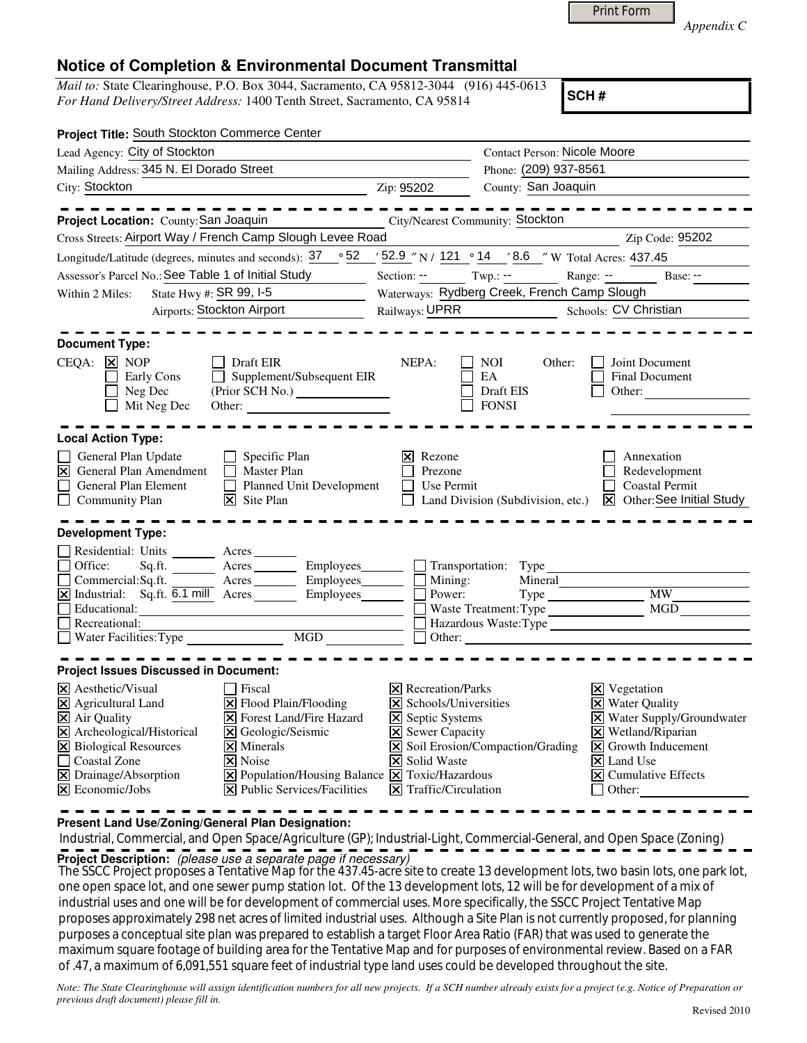Print Form

*Appendix C*

# Notice of Completion & Environmental Document Transmittal

*Mail to:* State Clearinghouse, P.O. Box 3044, Sacramento, CA 95812-3044 (916) 445-0613
*For Hand Delivery/Street Address:* 1400 Tenth Street, Sacramento, CA 95814

**SCH #**

**Project Title:** South Stockton Commerce Center

Lead Agency: City of Stockton
Contact Person: Nicole Moore
Mailing Address: 345 N. El Dorado Street
Phone: (209) 937-8561
City: Stockton
Zip: 95202
County: San Joaquin

---

**Project Location:** County: San Joaquin
City/Nearest Community: Stockton
Cross Streets: Airport Way / French Camp Slough Levee Road
Zip Code: 95202
Longitude/Latitude (degrees, minutes and seconds): 37 ° 52 ′ 52.9 ″ N / 121 ° 14 ′ 8.6 ″ W Total Acres: 437.45
Assessor's Parcel No.: See Table 1 of Initial Study
Section: -- Twp.: -- Range: -- Base: --
Within 2 Miles: State Hwy #: SR 99, I-5
Waterways: Rydberg Creek, French Camp Slough
Airports: Stockton Airport
Railways: UPRR
Schools: CV Christian

---

**Document Type:**

CEQA: [X] NOP [ ] Early Cons [ ] Neg Dec [ ] Mit Neg Dec [ ] Draft EIR [ ] Supplement/Subsequent EIR (Prior SCH No.) ______ Other: ______

NEPA: [ ] NOI [ ] EA [ ] Draft EIS [ ] FONSI

Other: [ ] Joint Document [ ] Final Document [ ] Other: ______

---

**Local Action Type:**

- [ ] General Plan Update
- [X] General Plan Amendment
- [ ] General Plan Element
- [ ] Community Plan
- [ ] Specific Plan
- [ ] Master Plan
- [ ] Planned Unit Development
- [X] Site Plan
- [X] Rezone
- [ ] Prezone
- [ ] Use Permit
- [ ] Land Division (Subdivision, etc.)
- [ ] Annexation
- [ ] Redevelopment
- [ ] Coastal Permit
- [X] Other: See Initial Study

---

**Development Type:**

- [ ] Residential: Units ______ Acres ______
- [ ] Office: Sq.ft. ______ Acres ______ Employees ______
- [ ] Commercial: Sq.ft. ______ Acres ______ Employees ______
- [X] Industrial: Sq.ft. 6.1 mill Acres ______ Employees ______
- [ ] Educational: ______
- [ ] Recreational: ______
- [ ] Water Facilities: Type ______ MGD ______
- [ ] Transportation: Type ______
- [ ] Mining: Mineral ______
- [ ] Power: Type ______ MW ______
- [ ] Waste Treatment: Type ______ MGD ______
- [ ] Hazardous Waste: Type ______
- [ ] Other: ______

---

**Project Issues Discussed in Document:**

- [X] Aesthetic/Visual
- [X] Agricultural Land
- [X] Air Quality
- [X] Archeological/Historical
- [X] Biological Resources
- [ ] Coastal Zone
- [X] Drainage/Absorption
- [X] Economic/Jobs
- [ ] Fiscal
- [X] Flood Plain/Flooding
- [X] Forest Land/Fire Hazard
- [X] Geologic/Seismic
- [X] Minerals
- [X] Noise
- [X] Population/Housing Balance
- [X] Public Services/Facilities
- [X] Recreation/Parks
- [X] Schools/Universities
- [X] Septic Systems
- [X] Sewer Capacity
- [X] Soil Erosion/Compaction/Grading
- [X] Solid Waste
- [X] Toxic/Hazardous
- [X] Traffic/Circulation
- [X] Vegetation
- [X] Water Quality
- [X] Water Supply/Groundwater
- [X] Wetland/Riparian
- [X] Growth Inducement
- [X] Land Use
- [X] Cumulative Effects
- [ ] Other: ______

---

**Present Land Use/Zoning/General Plan Designation:**

Industrial, Commercial, and Open Space/Agriculture (GP); Industrial-Light, Commercial-General, and Open Space (Zoning)

**Project Description:** *(please use a separate page if necessary)*

The SSCC Project proposes a Tentative Map for the 437.45-acre site to create 13 development lots, two basin lots, one park lot, one open space lot, and one sewer pump station lot. Of the 13 development lots, 12 will be for development of a mix of industrial uses and one will be for development of commercial uses. More specifically, the SSCC Project Tentative Map proposes approximately 298 net acres of limited industrial uses. Although a Site Plan is not currently proposed, for planning purposes a conceptual site plan was prepared to establish a target Floor Area Ratio (FAR) that was used to generate the maximum square footage of building area for the Tentative Map and for purposes of environmental review. Based on a FAR of .47, a maximum of 6,091,551 square feet of industrial type land uses could be developed throughout the site.

*Note: The State Clearinghouse will assign identification numbers for all new projects. If a SCH number already exists for a project (e.g. Notice of Preparation or previous draft document) please fill in.*

Revised 2010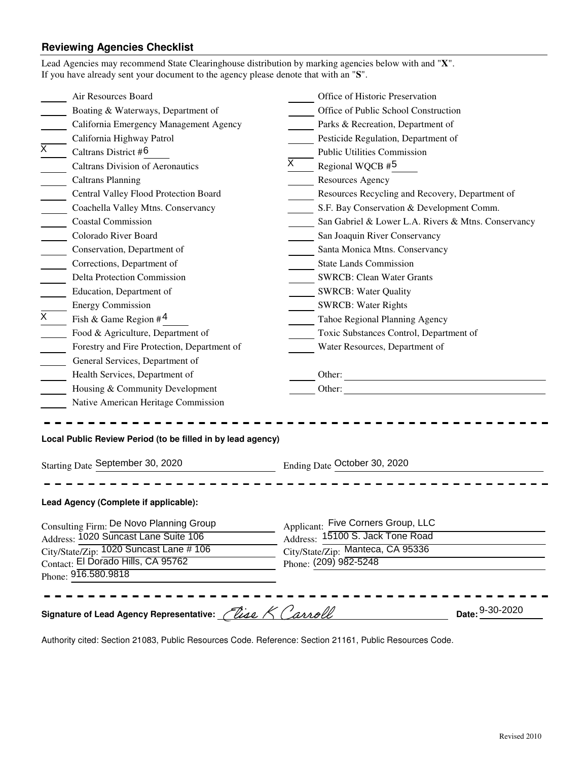## Reviewing Agencies Checklist

Lead Agencies may recommend State Clearinghouse distribution by marking agencies below with and "**X**".
If you have already sent your document to the agency please denote that with an "**S**".

| | | | |
|---|---|---|---|
| | Air Resources Board | | Office of Historic Preservation |
| | Boating & Waterways, Department of | | Office of Public School Construction |
| | California Emergency Management Agency | | Parks & Recreation, Department of |
| | California Highway Patrol | | Pesticide Regulation, Department of |
| X | Caltrans District # 6 | | Public Utilities Commission |
| | Caltrans Division of Aeronautics | X | Regional WQCB # 5 |
| | Caltrans Planning | | Resources Agency |
| | Central Valley Flood Protection Board | | Resources Recycling and Recovery, Department of |
| | Coachella Valley Mtns. Conservancy | | S.F. Bay Conservation & Development Comm. |
| | Coastal Commission | | San Gabriel & Lower L.A. Rivers & Mtns. Conservancy |
| | Colorado River Board | | San Joaquin River Conservancy |
| | Conservation, Department of | | Santa Monica Mtns. Conservancy |
| | Corrections, Department of | | State Lands Commission |
| | Delta Protection Commission | | SWRCB: Clean Water Grants |
| | Education, Department of | | SWRCB: Water Quality |
| | Energy Commission | | SWRCB: Water Rights |
| X | Fish & Game Region # 4 | | Tahoe Regional Planning Agency |
| | Food & Agriculture, Department of | | Toxic Substances Control, Department of |
| | Forestry and Fire Protection, Department of | | Water Resources, Department of |
| | General Services, Department of | | |
| | Health Services, Department of | | Other: |
| | Housing & Community Development | | Other: |
| | Native American Heritage Commission | | |

---

**Local Public Review Period (to be filled in by lead agency)**

Starting Date September 30, 2020 Ending Date October 30, 2020

---

**Lead Agency (Complete if applicable):**

Consulting Firm: De Novo Planning Group
Address: 1020 Suncast Lane Suite 106
City/State/Zip: 1020 Suncast Lane # 106
Contact: El Dorado Hills, CA 95762
Phone: 916.580.9818

Applicant: Five Corners Group, LLC
Address: 15100 S. Jack Tone Road
City/State/Zip: Manteca, CA 95336
Phone: (209) 982-5248

---

**Signature of Lead Agency Representative:** Elise K Carroll **Date:** 9-30-2020

Authority cited: Section 21083, Public Resources Code. Reference: Section 21161, Public Resources Code.

Revised 2010